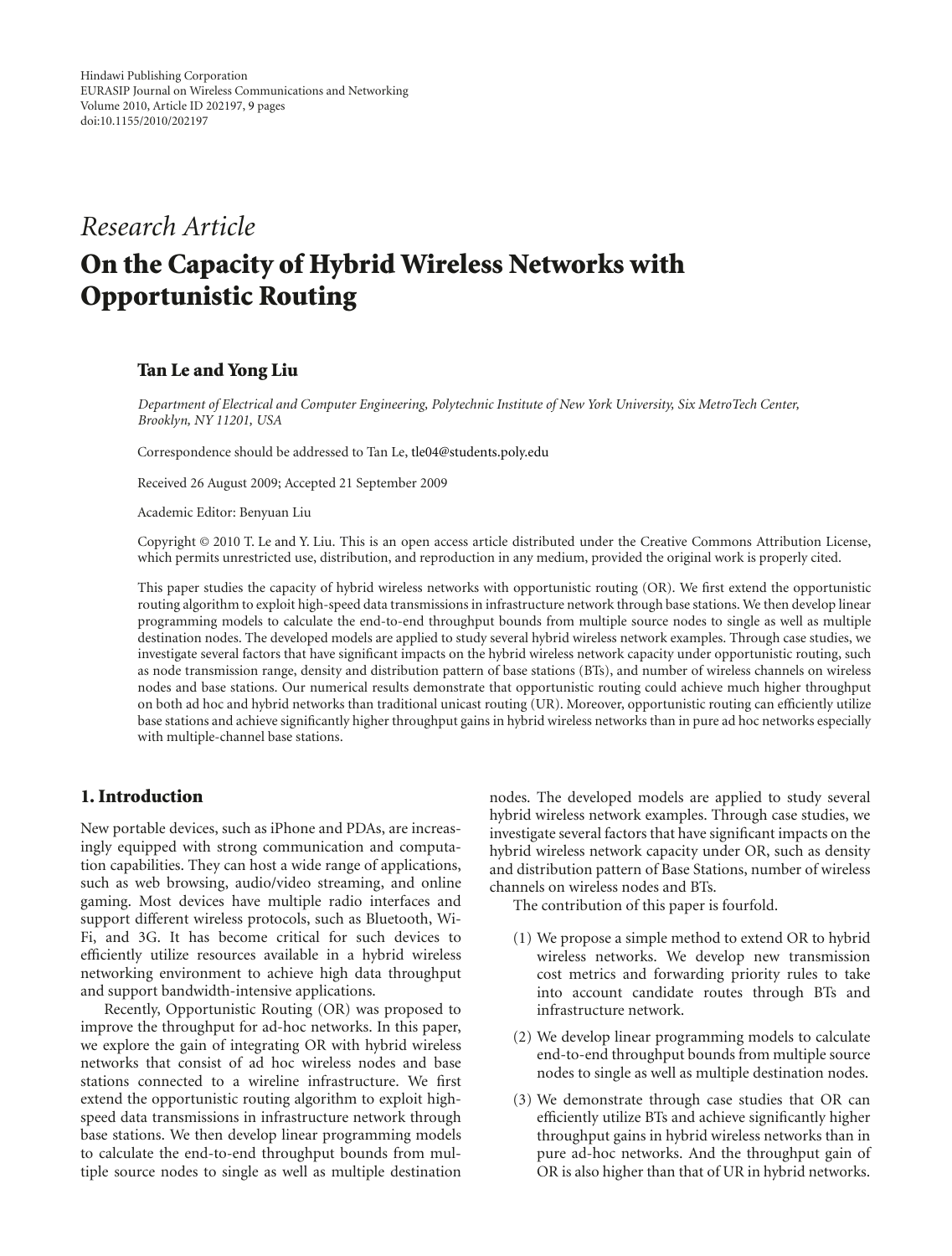Hindawi Publishing Corporation
EURASIP Journal on Wireless Communications and Networking
Volume 2010, Article ID 202197, 9 pages
doi:10.1155/2010/202197

*Research Article*

# On the Capacity of Hybrid Wireless Networks with Opportunistic Routing

**Tan Le and Yong Liu**

*Department of Electrical and Computer Engineering, Polytechnic Institute of New York University, Six MetroTech Center, Brooklyn, NY 11201, USA*

Correspondence should be addressed to Tan Le, tle04@students.poly.edu

Received 26 August 2009; Accepted 21 September 2009

Academic Editor: Benyuan Liu

Copyright © 2010 T. Le and Y. Liu. This is an open access article distributed under the Creative Commons Attribution License, which permits unrestricted use, distribution, and reproduction in any medium, provided the original work is properly cited.

This paper studies the capacity of hybrid wireless networks with opportunistic routing (OR). We first extend the opportunistic routing algorithm to exploit high-speed data transmissions in infrastructure network through base stations. We then develop linear programming models to calculate the end-to-end throughput bounds from multiple source nodes to single as well as multiple destination nodes. The developed models are applied to study several hybrid wireless network examples. Through case studies, we investigate several factors that have significant impacts on the hybrid wireless network capacity under opportunistic routing, such as node transmission range, density and distribution pattern of base stations (BTs), and number of wireless channels on wireless nodes and base stations. Our numerical results demonstrate that opportunistic routing could achieve much higher throughput on both ad hoc and hybrid networks than traditional unicast routing (UR). Moreover, opportunistic routing can efficiently utilize base stations and achieve significantly higher throughput gains in hybrid wireless networks than in pure ad hoc networks especially with multiple-channel base stations.

## 1. Introduction

New portable devices, such as iPhone and PDAs, are increasingly equipped with strong communication and computation capabilities. They can host a wide range of applications, such as web browsing, audio/video streaming, and online gaming. Most devices have multiple radio interfaces and support different wireless protocols, such as Bluetooth, Wi-Fi, and 3G. It has become critical for such devices to efficiently utilize resources available in a hybrid wireless networking environment to achieve high data throughput and support bandwidth-intensive applications.

Recently, Opportunistic Routing (OR) was proposed to improve the throughput for ad-hoc networks. In this paper, we explore the gain of integrating OR with hybrid wireless networks that consist of ad hoc wireless nodes and base stations connected to a wireline infrastructure. We first extend the opportunistic routing algorithm to exploit high-speed data transmissions in infrastructure network through base stations. We then develop linear programming models to calculate the end-to-end throughput bounds from multiple source nodes to single as well as multiple destination nodes. The developed models are applied to study several hybrid wireless network examples. Through case studies, we investigate several factors that have significant impacts on the hybrid wireless network capacity under OR, such as density and distribution pattern of Base Stations, number of wireless channels on wireless nodes and BTs.

The contribution of this paper is fourfold.

(1) We propose a simple method to extend OR to hybrid wireless networks. We develop new transmission cost metrics and forwarding priority rules to take into account candidate routes through BTs and infrastructure network.

(2) We develop linear programming models to calculate end-to-end throughput bounds from multiple source nodes to single as well as multiple destination nodes.

(3) We demonstrate through case studies that OR can efficiently utilize BTs and achieve significantly higher throughput gains in hybrid wireless networks than in pure ad-hoc networks. And the throughput gain of OR is also higher than that of UR in hybrid networks.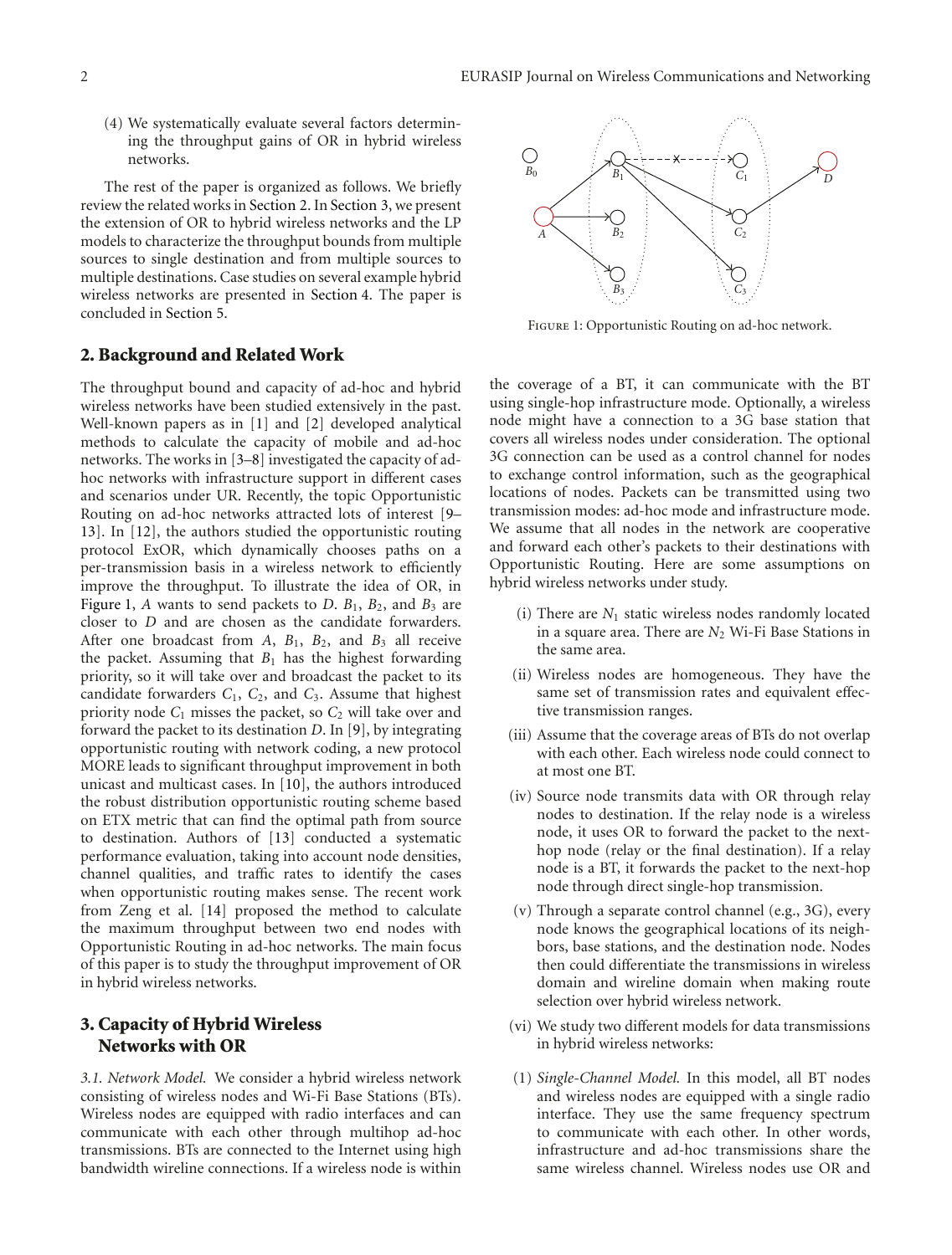(4) We systematically evaluate several factors determining the throughput gains of OR in hybrid wireless networks.

The rest of the paper is organized as follows. We briefly review the related works in Section 2. In Section 3, we present the extension of OR to hybrid wireless networks and the LP models to characterize the throughput bounds from multiple sources to single destination and from multiple sources to multiple destinations. Case studies on several example hybrid wireless networks are presented in Section 4. The paper is concluded in Section 5.

## 2. Background and Related Work

The throughput bound and capacity of ad-hoc and hybrid wireless networks have been studied extensively in the past. Well-known papers as in [1] and [2] developed analytical methods to calculate the capacity of mobile and ad-hoc networks. The works in [3–8] investigated the capacity of ad-hoc networks with infrastructure support in different cases and scenarios under UR. Recently, the topic Opportunistic Routing on ad-hoc networks attracted lots of interest [9–13]. In [12], the authors studied the opportunistic routing protocol ExOR, which dynamically chooses paths on a per-transmission basis in a wireless network to efficiently improve the throughput. To illustrate the idea of OR, in Figure 1, $A$ wants to send packets to $D$. $B_1$, $B_2$, and $B_3$ are closer to $D$ and are chosen as the candidate forwarders. After one broadcast from $A$, $B_1$, $B_2$, and $B_3$ all receive the packet. Assuming that $B_1$ has the highest forwarding priority, so it will take over and broadcast the packet to its candidate forwarders $C_1$, $C_2$, and $C_3$. Assume that highest priority node $C_1$ misses the packet, so $C_2$ will take over and forward the packet to its destination $D$. In [9], by integrating opportunistic routing with network coding, a new protocol MORE leads to significant throughput improvement in both unicast and multicast cases. In [10], the authors introduced the robust distribution opportunistic routing scheme based on ETX metric that can find the optimal path from source to destination. Authors of [13] conducted a systematic performance evaluation, taking into account node densities, channel qualities, and traffic rates to identify the cases when opportunistic routing makes sense. The recent work from Zeng et al. [14] proposed the method to calculate the maximum throughput between two end nodes with Opportunistic Routing in ad-hoc networks. The main focus of this paper is to study the throughput improvement of OR in hybrid wireless networks.

Figure 1: Opportunistic Routing on ad-hoc network.

## 3. Capacity of Hybrid Wireless Networks with OR

*3.1. Network Model.* We consider a hybrid wireless network consisting of wireless nodes and Wi-Fi Base Stations (BTs). Wireless nodes are equipped with radio interfaces and can communicate with each other through multihop ad-hoc transmissions. BTs are connected to the Internet using high bandwidth wireline connections. If a wireless node is within the coverage of a BT, it can communicate with the BT using single-hop infrastructure mode. Optionally, a wireless node might have a connection to a 3G base station that covers all wireless nodes under consideration. The optional 3G connection can be used as a control channel for nodes to exchange control information, such as the geographical locations of nodes. Packets can be transmitted using two transmission modes: ad-hoc mode and infrastructure mode. We assume that all nodes in the network are cooperative and forward each other's packets to their destinations with Opportunistic Routing. Here are some assumptions on hybrid wireless networks under study.

(i) There are $N_1$ static wireless nodes randomly located in a square area. There are $N_2$ Wi-Fi Base Stations in the same area.

(ii) Wireless nodes are homogeneous. They have the same set of transmission rates and equivalent effective transmission ranges.

(iii) Assume that the coverage areas of BTs do not overlap with each other. Each wireless node could connect to at most one BT.

(iv) Source node transmits data with OR through relay nodes to destination. If the relay node is a wireless node, it uses OR to forward the packet to the next-hop node (relay or the final destination). If a relay node is a BT, it forwards the packet to the next-hop node through direct single-hop transmission.

(v) Through a separate control channel (e.g., 3G), every node knows the geographical locations of its neighbors, base stations, and the destination node. Nodes then could differentiate the transmissions in wireless domain and wireline domain when making route selection over hybrid wireless network.

(vi) We study two different models for data transmissions in hybrid wireless networks:

(1) *Single-Channel Model.* In this model, all BT nodes and wireless nodes are equipped with a single radio interface. They use the same frequency spectrum to communicate with each other. In other words, infrastructure and ad-hoc transmissions share the same wireless channel. Wireless nodes use OR and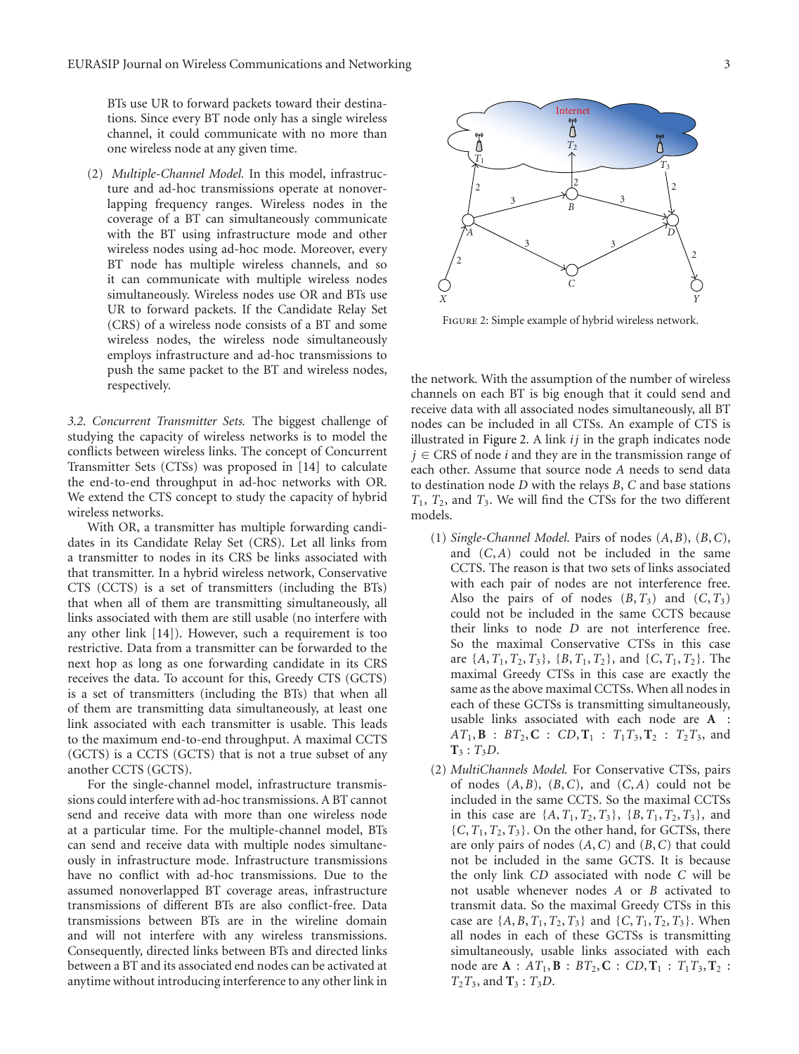BTs use UR to forward packets toward their destinations. Since every BT node only has a single wireless channel, it could communicate with no more than one wireless node at any given time.

(2) *Multiple-Channel Model.* In this model, infrastructure and ad-hoc transmissions operate at nonoverlapping frequency ranges. Wireless nodes in the coverage of a BT can simultaneously communicate with the BT using infrastructure mode and other wireless nodes using ad-hoc mode. Moreover, every BT node has multiple wireless channels, and so it can communicate with multiple wireless nodes simultaneously. Wireless nodes use OR and BTs use UR to forward packets. If the Candidate Relay Set (CRS) of a wireless node consists of a BT and some wireless nodes, the wireless node simultaneously employs infrastructure and ad-hoc transmissions to push the same packet to the BT and wireless nodes, respectively.

*3.2. Concurrent Transmitter Sets.* The biggest challenge of studying the capacity of wireless networks is to model the conflicts between wireless links. The concept of Concurrent Transmitter Sets (CTSs) was proposed in [14] to calculate the end-to-end throughput in ad-hoc networks with OR. We extend the CTS concept to study the capacity of hybrid wireless networks.

With OR, a transmitter has multiple forwarding candidates in its Candidate Relay Set (CRS). Let all links from a transmitter to nodes in its CRS be links associated with that transmitter. In a hybrid wireless network, Conservative CTS (CCTS) is a set of transmitters (including the BTs) that when all of them are transmitting simultaneously, all links associated with them are still usable (no interfere with any other link [14]). However, such a requirement is too restrictive. Data from a transmitter can be forwarded to the next hop as long as one forwarding candidate in its CRS receives the data. To account for this, Greedy CTS (GCTS) is a set of transmitters (including the BTs) that when all of them are transmitting data simultaneously, at least one link associated with each transmitter is usable. This leads to the maximum end-to-end throughput. A maximal CCTS (GCTS) is a CCTS (GCTS) that is not a true subset of any another CCTS (GCTS).

For the single-channel model, infrastructure transmissions could interfere with ad-hoc transmissions. A BT cannot send and receive data with more than one wireless node at a particular time. For the multiple-channel model, BTs can send and receive data with multiple nodes simultaneously in infrastructure mode. Infrastructure transmissions have no conflict with ad-hoc transmissions. Due to the assumed nonoverlapped BT coverage areas, infrastructure transmissions of different BTs are also conflict-free. Data transmissions between BTs are in the wireline domain and will not interfere with any wireless transmissions. Consequently, directed links between BTs and directed links between a BT and its associated end nodes can be activated at anytime without introducing interference to any other link in

Internet

$T_1$ $T_2$ $T_3$

$A$ $B$ $C$ $D$ $X$ $Y$

2 2 2 3 3 3 3 2 2

Figure 2: Simple example of hybrid wireless network.

the network. With the assumption of the number of wireless channels on each BT is big enough that it could send and receive data with all associated nodes simultaneously, all BT nodes can be included in all CTSs. An example of CTS is illustrated in Figure 2. A link $ij$ in the graph indicates node $j \in$ CRS of node $i$ and they are in the transmission range of each other. Assume that source node $A$ needs to send data to destination node $D$ with the relays $B$, $C$ and base stations $T_1$, $T_2$, and $T_3$. We will find the CTSs for the two different models.

(1) *Single-Channel Model.* Pairs of nodes $(A, B)$, $(B, C)$, and $(C, A)$ could not be included in the same CCTS. The reason is that two sets of links associated with each pair of nodes are not interference free. Also the pairs of of nodes $(B, T_3)$ and $(C, T_3)$ could not be included in the same CCTS because their links to node $D$ are not interference free. So the maximal Conservative CTSs in this case are $\{A, T_1, T_2, T_3\}$, $\{B, T_1, T_2\}$, and $\{C, T_1, T_2\}$. The maximal Greedy CTSs in this case are exactly the same as the above maximal CCTSs. When all nodes in each of these GCTSs is transmitting simultaneously, usable links associated with each node are $\mathbf{A} : AT_1, \mathbf{B} : BT_2, \mathbf{C} : CD, \mathbf{T}_1 : T_1T_3, \mathbf{T}_2 : T_2T_3$, and $\mathbf{T}_3 : T_3D$.

(2) *MultiChannels Model.* For Conservative CTSs, pairs of nodes $(A, B)$, $(B, C)$, and $(C, A)$ could not be included in the same CCTS. So the maximal CCTSs in this case are $\{A, T_1, T_2, T_3\}$, $\{B, T_1, T_2, T_3\}$, and $\{C, T_1, T_2, T_3\}$. On the other hand, for GCTSs, there are only pairs of nodes $(A, C)$ and $(B, C)$ that could not be included in the same GCTS. It is because the only link $CD$ associated with node $C$ will be not usable whenever nodes $A$ or $B$ activated to transmit data. So the maximal Greedy CTSs in this case are $\{A, B, T_1, T_2, T_3\}$ and $\{C, T_1, T_2, T_3\}$. When all nodes in each of these GCTSs is transmitting simultaneously, usable links associated with each node are $\mathbf{A} : AT_1, \mathbf{B} : BT_2, \mathbf{C} : CD, \mathbf{T}_1 : T_1T_3, \mathbf{T}_2 : T_2T_3$, and $\mathbf{T}_3 : T_3D$.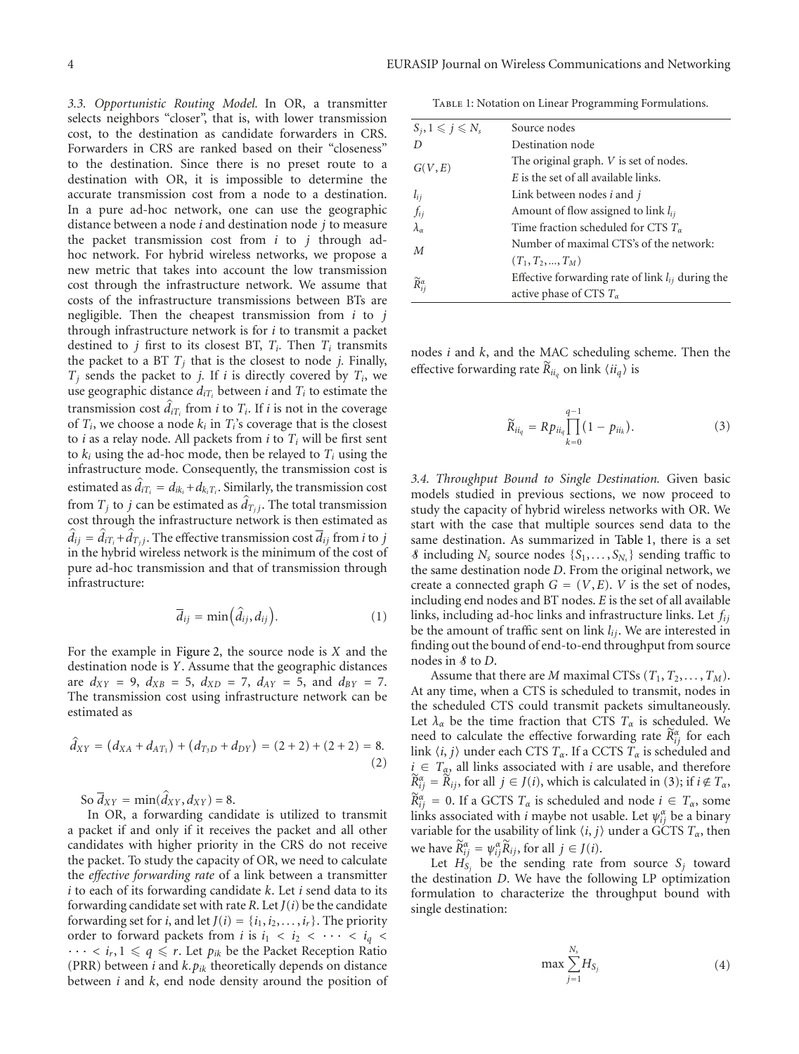*3.3. Opportunistic Routing Model.* In OR, a transmitter selects neighbors "closer", that is, with lower transmission cost, to the destination as candidate forwarders in CRS. Forwarders in CRS are ranked based on their "closeness" to the destination. Since there is no preset route to a destination with OR, it is impossible to determine the accurate transmission cost from a node to a destination. In a pure ad-hoc network, one can use the geographic distance between a node $i$ and destination node $j$ to measure the packet transmission cost from $i$ to $j$ through ad-hoc network. For hybrid wireless networks, we propose a new metric that takes into account the low transmission cost through the infrastructure network. We assume that costs of the infrastructure transmissions between BTs are negligible. Then the cheapest transmission from $i$ to $j$ through infrastructure network is for $i$ to transmit a packet destined to $j$ first to its closest BT, $T_i$. Then $T_i$ transmits the packet to a BT $T_j$ that is the closest to node $j$. Finally, $T_j$ sends the packet to $j$. If $i$ is directly covered by $T_i$, we use geographic distance $d_{iT_i}$ between $i$ and $T_i$ to estimate the transmission cost $\hat{d}_{iT_i}$ from $i$ to $T_i$. If $i$ is not in the coverage of $T_i$, we choose a node $k_i$ in $T_i$'s coverage that is the closest to $i$ as a relay node. All packets from $i$ to $T_i$ will be first sent to $k_i$ using the ad-hoc mode, then be relayed to $T_i$ using the infrastructure mode. Consequently, the transmission cost is estimated as $\hat{d}_{iT_i} = d_{ik_i} + d_{k_iT_i}$. Similarly, the transmission cost from $T_j$ to $j$ can be estimated as $\hat{d}_{T_jj}$. The total transmission cost through the infrastructure network is then estimated as $\hat{d}_{ij} = \hat{d}_{iT_i} + \hat{d}_{T_jj}$. The effective transmission cost $\overline{d}_{ij}$ from $i$ to $j$ in the hybrid wireless network is the minimum of the cost of pure ad-hoc transmission and that of transmission through infrastructure:

$$\overline{d}_{ij} = \min\left(\hat{d}_{ij}, d_{ij}\right). \tag{1}$$

For the example in Figure 2, the source node is $X$ and the destination node is $Y$. Assume that the geographic distances are $d_{XY} = 9$, $d_{XB} = 5$, $d_{XD} = 7$, $d_{AY} = 5$, and $d_{BY} = 7$. The transmission cost using infrastructure network can be estimated as

$$\hat{d}_{XY} = \left(d_{XA} + d_{AT_1}\right) + \left(d_{T_3D} + d_{DY}\right) = (2+2) + (2+2) = 8. \tag{2}$$

So $\overline{d}_{XY} = \min(\hat{d}_{XY}, d_{XY}) = 8$.

In OR, a forwarding candidate is utilized to transmit a packet if and only if it receives the packet and all other candidates with higher priority in the CRS do not receive the packet. To study the capacity of OR, we need to calculate the *effective forwarding rate* of a link between a transmitter $i$ to each of its forwarding candidate $k$. Let $i$ send data to its forwarding candidate set with rate $R$. Let $J(i)$ be the candidate forwarding set for $i$, and let $J(i) = \{i_1, i_2, \ldots, i_r\}$. The priority order to forward packets from $i$ is $i_1 < i_2 < \cdots < i_q < \cdots < i_r, 1 \leqslant q \leqslant r$. Let $p_{ik}$ be the Packet Reception Ratio (PRR) between $i$ and $k$. $p_{ik}$ theoretically depends on distance between $i$ and $k$, end node density around the position of nodes $i$ and $k$, and the MAC scheduling scheme. Then the effective forwarding rate $\widetilde{R}_{ii_q}$ on link $\langle ii_q \rangle$ is

$$\widetilde{R}_{ii_q} = Rp_{ii_q}\prod_{k=0}^{q-1}\left(1 - p_{ii_k}\right). \tag{3}$$

Table 1: Notation on Linear Programming Formulations.

| | |
|---|---|
| $S_j, 1 \leqslant j \leqslant N_s$ | Source nodes |
| $D$ | Destination node |
| $G(V, E)$ | The original graph. $V$ is set of nodes. $E$ is the set of all available links. |
| $l_{ij}$ | Link between nodes $i$ and $j$ |
| $f_{ij}$ | Amount of flow assigned to link $l_{ij}$ |
| $\lambda_\alpha$ | Time fraction scheduled for CTS $T_\alpha$ |
| $M$ | Number of maximal CTS's of the network: $(T_1, T_2, \ldots, T_M)$ |
| $\widetilde{R}_{ij}^{\alpha}$ | Effective forwarding rate of link $l_{ij}$ during the active phase of CTS $T_\alpha$ |

*3.4. Throughput Bound to Single Destination.* Given basic models studied in previous sections, we now proceed to study the capacity of hybrid wireless networks with OR. We start with the case that multiple sources send data to the same destination. As summarized in Table 1, there is a set $\mathcal{S}$ including $N_s$ source nodes $\{S_1, \ldots, S_{N_s}\}$ sending traffic to the same destination node $D$. From the original network, we create a connected graph $G = (V, E)$. $V$ is the set of nodes, including end nodes and BT nodes. $E$ is the set of all available links, including ad-hoc links and infrastructure links. Let $f_{ij}$ be the amount of traffic sent on link $l_{ij}$. We are interested in finding out the bound of end-to-end throughput from source nodes in $\mathcal{S}$ to $D$.

Assume that there are $M$ maximal CTSs $(T_1, T_2, \ldots, T_M)$. At any time, when a CTS is scheduled to transmit, nodes in the scheduled CTS could transmit packets simultaneously. Let $\lambda_\alpha$ be the time fraction that CTS $T_\alpha$ is scheduled. We need to calculate the effective forwarding rate $\widetilde{R}_{ij}^{\alpha}$ for each link $\langle i, j \rangle$ under each CTS $T_\alpha$. If a CCTS $T_\alpha$ is scheduled and $i \in T_\alpha$, all links associated with $i$ are usable, and therefore $\widetilde{R}_{ij}^{\alpha} = \widetilde{R}_{ij}$, for all $j \in J(i)$, which is calculated in (3); if $i \notin T_\alpha$, $\widetilde{R}_{ij}^{\alpha} = 0$. If a GCTS $T_\alpha$ is scheduled and node $i \in T_\alpha$, some links associated with $i$ maybe not usable. Let $\psi_{ij}^{\alpha}$ be a binary variable for the usability of link $\langle i, j \rangle$ under a GCTS $T_\alpha$, then we have $\widetilde{R}_{ij}^{\alpha} = \psi_{ij}^{\alpha}\widetilde{R}_{ij}$, for all $j \in J(i)$.

Let $H_{S_j}$ be the sending rate from source $S_j$ toward the destination $D$. We have the following LP optimization formulation to characterize the throughput bound with single destination:

$$\max \sum_{j=1}^{N_s} H_{S_j} \tag{4}$$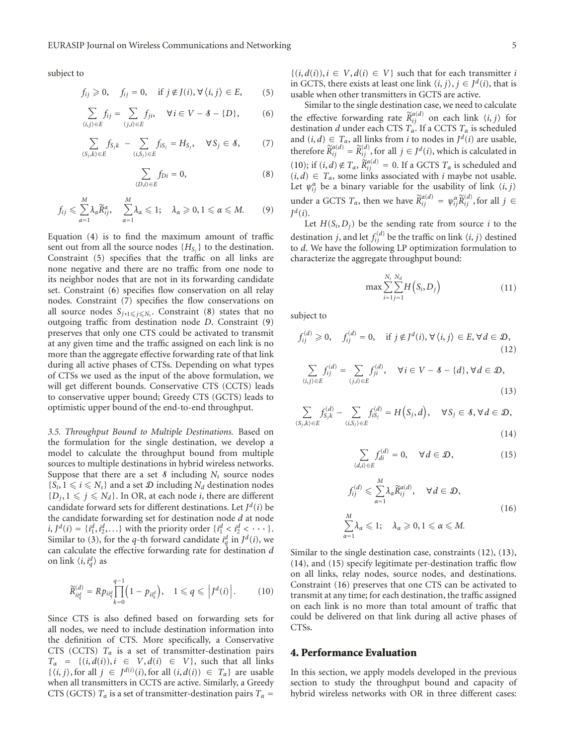subject to

$$f_{ij} \geqslant 0, \quad f_{ij} = 0, \quad \text{if } j \notin J(i), \forall \langle i,j \rangle \in E, \tag{5}$$

$$\sum_{\langle i,j \rangle \in E} f_{ij} = \sum_{\langle j,i \rangle \in E} f_{ji}, \quad \forall i \in V - \mathcal{S} - \{D\}, \tag{6}$$

$$\sum_{\langle S_j,k \rangle \in E} f_{S_j k} - \sum_{\langle i,S_j \rangle \in E} f_{iS_j} = H_{S_j}, \quad \forall S_j \in \mathcal{S}, \tag{7}$$

$$\sum_{\langle D,i \rangle \in E} f_{Di} = 0, \tag{8}$$

$$f_{ij} \leqslant \sum_{\alpha=1}^{M} \lambda_\alpha \widetilde{R}_{ij}^{\alpha}, \quad \sum_{\alpha=1}^{M} \lambda_\alpha \leqslant 1; \quad \lambda_\alpha \geqslant 0, 1 \leqslant \alpha \leqslant M. \tag{9}$$

Equation (4) is to find the maximum amount of traffic sent out from all the source nodes $\{H_{S_j}\}$ to the destination. Constraint (5) specifies that the traffic on all links are none negative and there are no traffic from one node to its neighbor nodes that are not in its forwarding candidate set. Constraint (6) specifies flow conservation on all relay nodes. Constraint (7) specifies the flow conservations on all source nodes $S_{j,1 \leqslant j \leqslant N_s}$. Constraint (8) states that no outgoing traffic from destination node $D$. Constraint (9) preserves that only one CTS could be activated to transmit at any given time and the traffic assigned on each link is no more than the aggregate effective forwarding rate of that link during all active phases of CTSs. Depending on what types of CTSs we used as the input of the above formulation, we will get different bounds. Conservative CTS (CCTS) leads to conservative upper bound; Greedy CTS (GCTS) leads to optimistic upper bound of the end-to-end throughput.

*3.5. Throughput Bound to Multiple Destinations.* Based on the formulation for the single destination, we develop a model to calculate the throughput bound from multiple sources to multiple destinations in hybrid wireless networks. Suppose that there are a set $\mathcal{S}$ including $N_s$ source nodes $\{S_i, 1 \leqslant i \leqslant N_s\}$ and a set $\mathcal{D}$ including $N_d$ destination nodes $\{D_j, 1 \leqslant j \leqslant N_d\}$. In OR, at each node $i$, there are different candidate forward sets for different destinations. Let $J^d(i)$ be the candidate forwarding set for destination node $d$ at node $i$, $J^d(i) = \{i_1^d, i_2^d, \ldots\}$ with the priority order $\{i_1^d < i_2^d < \cdots\}$. Similar to (3), for the $q$-th forward candidate $i_q^d$ in $J^d(i)$, we can calculate the effective forwarding rate for destination $d$ on link $\langle i, i_q^d \rangle$ as

$$\widetilde{R}_{ii_q^d}^{(d)} = Rp_{ii_q^d} \prod_{k=0}^{q-1} \left(1 - p_{ii_k^d}\right), \quad 1 \leqslant q \leqslant \left|J^d(i)\right|. \tag{10}$$

Since CTS is also defined based on forwarding sets for all nodes, we need to include destination information into the definition of CTS. More specifically, a Conservative CTS (CCTS) $T_\alpha$ is a set of transmitter-destination pairs $T_\alpha = \{(i, d(i)), i \in V, d(i) \in V\}$, such that all links $\{\langle i,j \rangle$, for all $j \in J^{d(i)}(i)$, for all $(i, d(i)) \in T_\alpha\}$ are usable when all transmitters in CCTS are active. Similarly, a Greedy CTS (GCTS) $T_\alpha$ is a set of transmitter-destination pairs $T_\alpha = \{(i, d(i)), i \in V, d(i) \in V\}$ such that for each transmitter $i$ in GCTS, there exists at least one link $\langle i,j \rangle$, $j \in J^d(i)$, that is usable when other transmitters in GCTS are active.

Similar to the single destination case, we need to calculate the effective forwarding rate $\widetilde{R}_{ij}^{\alpha(d)}$ on each link $\langle i,j \rangle$ for destination $d$ under each CTS $T_\alpha$. If a CCTS $T_\alpha$ is scheduled and $(i,d) \in T_\alpha$, all links from $i$ to nodes in $J^d(i)$ are usable, therefore $\widetilde{R}_{ij}^{\alpha(d)} = \widetilde{R}_{ij}^{(d)}$, for all $j \in J^d(i)$, which is calculated in (10); if $(i,d) \notin T_\alpha$, $\widetilde{R}_{ij}^{\alpha(d)} = 0$. If a GCTS $T_\alpha$ is scheduled and $(i,d) \in T_\alpha$, some links associated with $i$ maybe not usable. Let $\psi_{ij}^{\alpha}$ be a binary variable for the usability of link $\langle i,j \rangle$ under a GCTS $T_\alpha$, then we have $\widetilde{R}_{ij}^{\alpha(d)} = \psi_{ij}^{\alpha} \widetilde{R}_{ij}^{(d)}$, for all $j \in J^d(i)$.

Let $H(S_i, D_j)$ be the sending rate from source $i$ to the destination $j$, and let $f_{ij}^{(d)}$ be the traffic on link $\langle i,j \rangle$ destined to $d$. We have the following LP optimization formulation to characterize the aggregate throughput bound:

$$\max \sum_{i=1}^{N_s} \sum_{j=1}^{N_d} H\left(S_i, D_j\right) \tag{11}$$

subject to

$$f_{ij}^{(d)} \geqslant 0, \quad f_{ij}^{(d)} = 0, \quad \text{if } j \notin J^d(i), \forall \langle i,j \rangle \in E, \forall d \in \mathcal{D}, \tag{12}$$

$$\sum_{\langle i,j \rangle \in E} f_{ij}^{(d)} = \sum_{\langle j,i \rangle \in E} f_{ji}^{(d)}, \quad \forall i \in V - \mathcal{S} - \{d\}, \forall d \in \mathcal{D}, \tag{13}$$

$$\sum_{\langle S_j,k \rangle \in E} f_{S_j k}^{(d)} - \sum_{\langle i,S_j \rangle \in E} f_{iS_j}^{(d)} = H\left(S_j, d\right), \quad \forall S_j \in \mathcal{S}, \forall d \in \mathcal{D}, \tag{14}$$

$$\sum_{\langle d,i \rangle \in E} f_{di}^{(d)} = 0, \quad \forall d \in \mathcal{D}, \tag{15}$$

$$f_{ij}^{(d)} \leqslant \sum_{\alpha=1}^{M} \lambda_\alpha \widetilde{R}_{ij}^{\alpha(d)}, \quad \forall d \in \mathcal{D}, \qquad \sum_{\alpha=1}^{M} \lambda_\alpha \leqslant 1; \quad \lambda_\alpha \geqslant 0, 1 \leqslant \alpha \leqslant M. \tag{16}$$

Similar to the single destination case, constraints (12), (13), (14), and (15) specify legitimate per-destination traffic flow on all links, relay nodes, source nodes, and destinations. Constraint (16) preserves that one CTS can be activated to transmit at any time; for each destination, the traffic assigned on each link is no more than total amount of traffic that could be delivered on that link during all active phases of CTSs.

## 4. Performance Evaluation

In this section, we apply models developed in the previous section to study the throughput bound and capacity of hybrid wireless networks with OR in three different cases: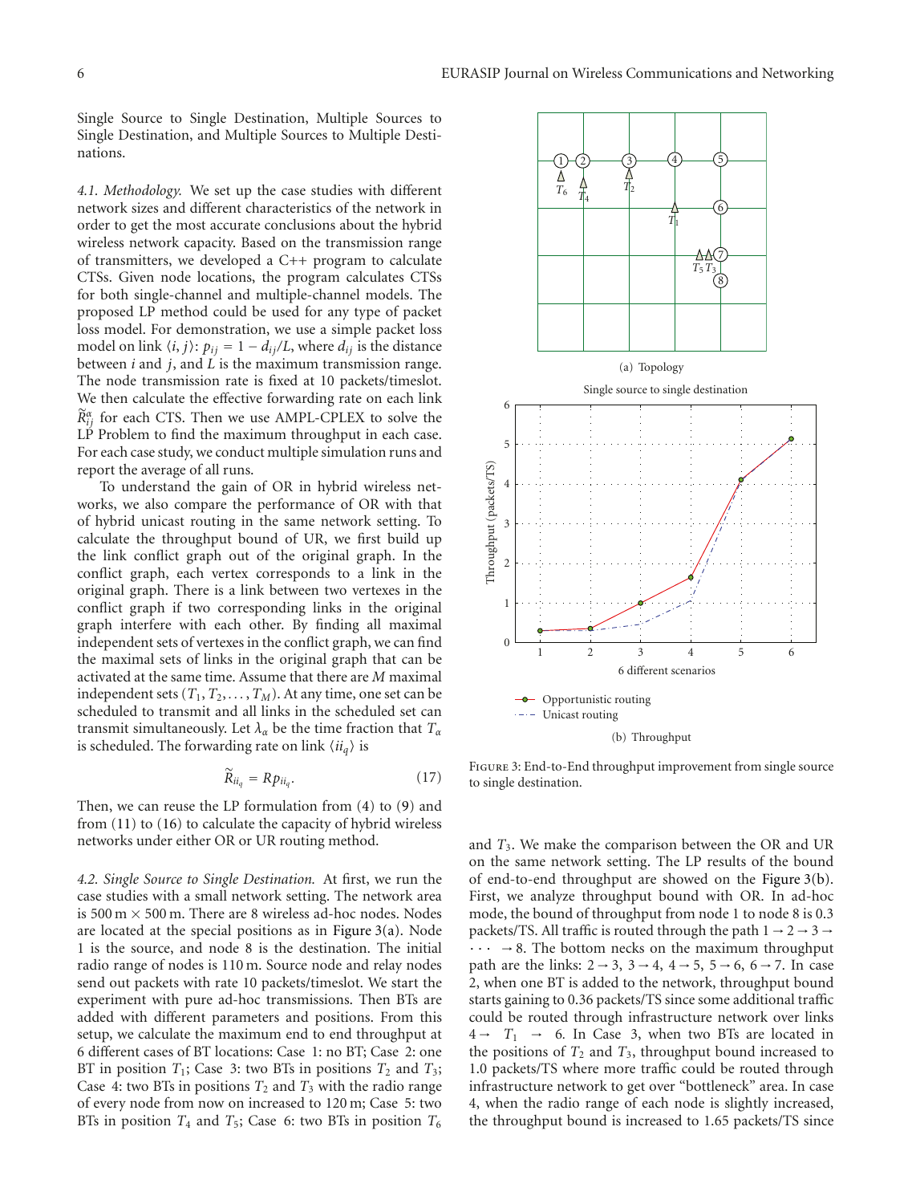Single Source to Single Destination, Multiple Sources to Single Destination, and Multiple Sources to Multiple Destinations.

*4.1. Methodology.* We set up the case studies with different network sizes and different characteristics of the network in order to get the most accurate conclusions about the hybrid wireless network capacity. Based on the transmission range of transmitters, we developed a C++ program to calculate CTSs. Given node locations, the program calculates CTSs for both single-channel and multiple-channel models. The proposed LP method could be used for any type of packet loss model. For demonstration, we use a simple packet loss model on link $\langle i, j \rangle$: $p_{ij} = 1 - d_{ij}/L$, where $d_{ij}$ is the distance between $i$ and $j$, and $L$ is the maximum transmission range. The node transmission rate is fixed at 10 packets/timeslot. We then calculate the effective forwarding rate on each link $\widetilde{R}^{\alpha}_{ij}$ for each CTS. Then we use AMPL-CPLEX to solve the LP Problem to find the maximum throughput in each case. For each case study, we conduct multiple simulation runs and report the average of all runs.

To understand the gain of OR in hybrid wireless networks, we also compare the performance of OR with that of hybrid unicast routing in the same network setting. To calculate the throughput bound of UR, we first build up the link conflict graph out of the original graph. In the conflict graph, each vertex corresponds to a link in the original graph. There is a link between two vertexes in the conflict graph if two corresponding links in the original graph interfere with each other. By finding all maximal independent sets of vertexes in the conflict graph, we can find the maximal sets of links in the original graph that can be activated at the same time. Assume that there are $M$ maximal independent sets $(T_1, T_2, \ldots, T_M)$. At any time, one set can be scheduled to transmit and all links in the scheduled set can transmit simultaneously. Let $\lambda_\alpha$ be the time fraction that $T_\alpha$ is scheduled. The forwarding rate on link $\langle ii_q \rangle$ is

$$\widetilde{R}_{ii_q} = Rp_{ii_q}. \tag{17}$$

Then, we can reuse the LP formulation from (4) to (9) and from (11) to (16) to calculate the capacity of hybrid wireless networks under either OR or UR routing method.

*4.2. Single Source to Single Destination.* At first, we run the case studies with a small network setting. The network area is 500 m × 500 m. There are 8 wireless ad-hoc nodes. Nodes are located at the special positions as in Figure 3(a). Node 1 is the source, and node 8 is the destination. The initial radio range of nodes is 110 m. Source node and relay nodes send out packets with rate 10 packets/timeslot. We start the experiment with pure ad-hoc transmissions. Then BTs are added with different parameters and positions. From this setup, we calculate the maximum end to end throughput at 6 different cases of BT locations: Case 1: no BT; Case 2: one BT in position $T_1$; Case 3: two BTs in positions $T_2$ and $T_3$; Case 4: two BTs in positions $T_2$ and $T_3$ with the radio range of every node from now on increased to 120 m; Case 5: two BTs in position $T_4$ and $T_5$; Case 6: two BTs in position $T_6$ and $T_3$. We make the comparison between the OR and UR on the same network setting. The LP results of the bound of end-to-end throughput are showed on the Figure 3(b). First, we analyze throughput bound with OR. In ad-hoc mode, the bound of throughput from node 1 to node 8 is 0.3 packets/TS. All traffic is routed through the path $1 \to 2 \to 3 \to \cdots \to 8$. The bottom necks on the maximum throughput path are the links: $2 \to 3$, $3 \to 4$, $4 \to 5$, $5 \to 6$, $6 \to 7$. In case 2, when one BT is added to the network, throughput bound starts gaining to 0.36 packets/TS since some additional traffic could be routed through infrastructure network over links $4 \to T_1 \to 6$. In Case 3, when two BTs are located in the positions of $T_2$ and $T_3$, throughput bound increased to 1.0 packets/TS where more traffic could be routed through infrastructure network to get over "bottleneck" area. In case 4, when the radio range of each node is slightly increased, the throughput bound is increased to 1.65 packets/TS since

(a) Topology

(b) Throughput

Figure 3: End-to-End throughput improvement from single source to single destination.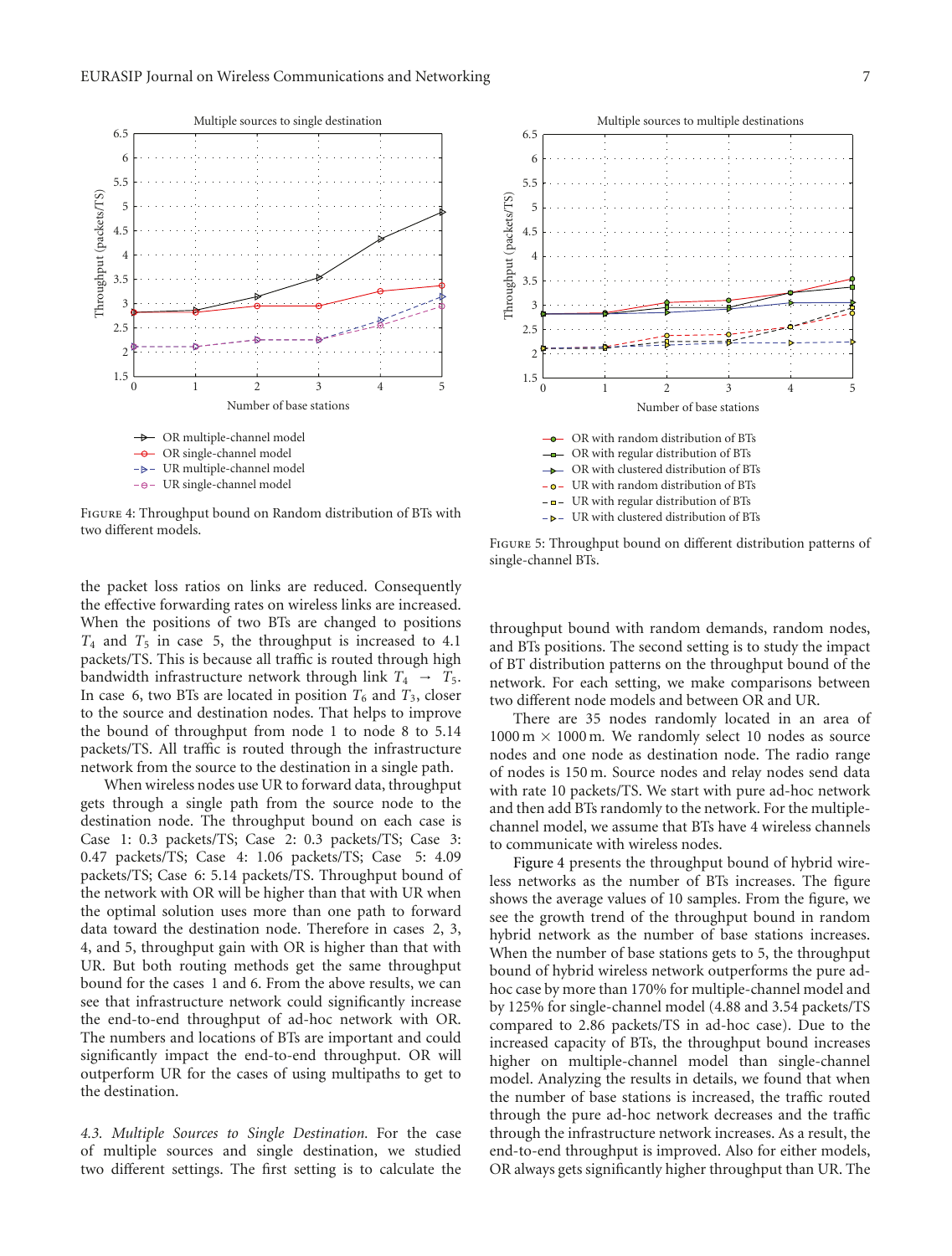Figure 4: Throughput bound on Random distribution of BTs with two different models.

Figure 5: Throughput bound on different distribution patterns of single-channel BTs.

the packet loss ratios on links are reduced. Consequently the effective forwarding rates on wireless links are increased. When the positions of two BTs are changed to positions $T_4$ and $T_5$ in case 5, the throughput is increased to 4.1 packets/TS. This is because all traffic is routed through high bandwidth infrastructure network through link $T_4 \rightarrow T_5$. In case 6, two BTs are located in position $T_6$ and $T_3$, closer to the source and destination nodes. That helps to improve the bound of throughput from node 1 to node 8 to 5.14 packets/TS. All traffic is routed through the infrastructure network from the source to the destination in a single path.

When wireless nodes use UR to forward data, throughput gets through a single path from the source node to the destination node. The throughput bound on each case is Case 1: 0.3 packets/TS; Case 2: 0.3 packets/TS; Case 3: 0.47 packets/TS; Case 4: 1.06 packets/TS; Case 5: 4.09 packets/TS; Case 6: 5.14 packets/TS. Throughput bound of the network with OR will be higher than that with UR when the optimal solution uses more than one path to forward data toward the destination node. Therefore in cases 2, 3, 4, and 5, throughput gain with OR is higher than that with UR. But both routing methods get the same throughput bound for the cases 1 and 6. From the above results, we can see that infrastructure network could significantly increase the end-to-end throughput of ad-hoc network with OR. The numbers and locations of BTs are important and could significantly impact the end-to-end throughput. OR will outperform UR for the cases of using multipaths to get to the destination.

*4.3. Multiple Sources to Single Destination.* For the case of multiple sources and single destination, we studied two different settings. The first setting is to calculate the throughput bound with random demands, random nodes, and BTs positions. The second setting is to study the impact of BT distribution patterns on the throughput bound of the network. For each setting, we make comparisons between two different node models and between OR and UR.

There are 35 nodes randomly located in an area of 1000 m × 1000 m. We randomly select 10 nodes as source nodes and one node as destination node. The radio range of nodes is 150 m. Source nodes and relay nodes send data with rate 10 packets/TS. We start with pure ad-hoc network and then add BTs randomly to the network. For the multiple-channel model, we assume that BTs have 4 wireless channels to communicate with wireless nodes.

Figure 4 presents the throughput bound of hybrid wireless networks as the number of BTs increases. The figure shows the average values of 10 samples. From the figure, we see the growth trend of the throughput bound in random hybrid network as the number of base stations increases. When the number of base stations gets to 5, the throughput bound of hybrid wireless network outperforms the pure ad-hoc case by more than 170% for multiple-channel model and by 125% for single-channel model (4.88 and 3.54 packets/TS compared to 2.86 packets/TS in ad-hoc case). Due to the increased capacity of BTs, the throughput bound increases higher on multiple-channel model than single-channel model. Analyzing the results in details, we found that when the number of base stations is increased, the traffic routed through the pure ad-hoc network decreases and the traffic through the infrastructure network increases. As a result, the end-to-end throughput is improved. Also for either models, OR always gets significantly higher throughput than UR. The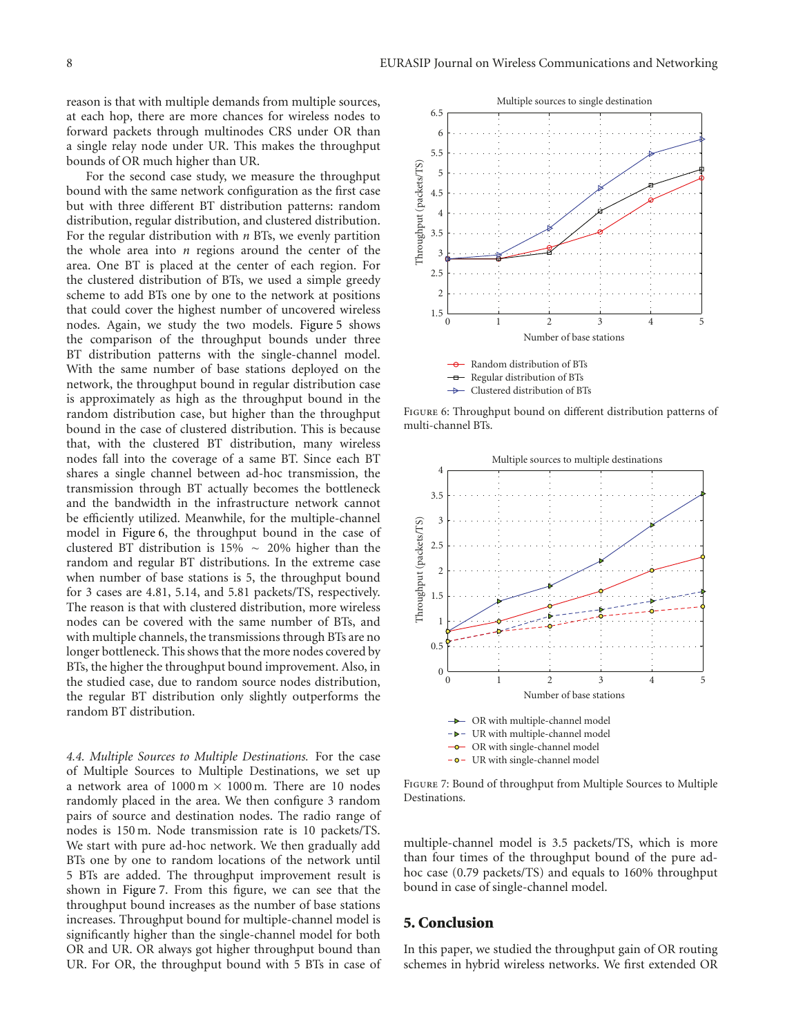reason is that with multiple demands from multiple sources, at each hop, there are more chances for wireless nodes to forward packets through multinodes CRS under OR than a single relay node under UR. This makes the throughput bounds of OR much higher than UR.

For the second case study, we measure the throughput bound with the same network configuration as the first case but with three different BT distribution patterns: random distribution, regular distribution, and clustered distribution. For the regular distribution with $n$ BTs, we evenly partition the whole area into $n$ regions around the center of the area. One BT is placed at the center of each region. For the clustered distribution of BTs, we used a simple greedy scheme to add BTs one by one to the network at positions that could cover the highest number of uncovered wireless nodes. Again, we study the two models. Figure 5 shows the comparison of the throughput bounds under three BT distribution patterns with the single-channel model. With the same number of base stations deployed on the network, the throughput bound in regular distribution case is approximately as high as the throughput bound in the random distribution case, but higher than the throughput bound in the case of clustered distribution. This is because that, with the clustered BT distribution, many wireless nodes fall into the coverage of a same BT. Since each BT shares a single channel between ad-hoc transmission, the transmission through BT actually becomes the bottleneck and the bandwidth in the infrastructure network cannot be efficiently utilized. Meanwhile, for the multiple-channel model in Figure 6, the throughput bound in the case of clustered BT distribution is 15% ~ 20% higher than the random and regular BT distributions. In the extreme case when number of base stations is 5, the throughput bound for 3 cases are 4.81, 5.14, and 5.81 packets/TS, respectively. The reason is that with clustered distribution, more wireless nodes can be covered with the same number of BTs, and with multiple channels, the transmissions through BTs are no longer bottleneck. This shows that the more nodes covered by BTs, the higher the throughput bound improvement. Also, in the studied case, due to random source nodes distribution, the regular BT distribution only slightly outperforms the random BT distribution.

*4.4. Multiple Sources to Multiple Destinations.* For the case of Multiple Sources to Multiple Destinations, we set up a network area of 1000 m × 1000 m. There are 10 nodes randomly placed in the area. We then configure 3 random pairs of source and destination nodes. The radio range of nodes is 150 m. Node transmission rate is 10 packets/TS. We start with pure ad-hoc network. We then gradually add BTs one by one to random locations of the network until 5 BTs are added. The throughput improvement result is shown in Figure 7. From this figure, we can see that the throughput bound increases as the number of base stations increases. Throughput bound for multiple-channel model is significantly higher than the single-channel model for both OR and UR. OR always got higher throughput bound than UR. For OR, the throughput bound with 5 BTs in case of multiple-channel model is 3.5 packets/TS, which is more than four times of the throughput bound of the pure ad-hoc case (0.79 packets/TS) and equals to 160% throughput bound in case of single-channel model.

Multiple sources to single destination

Throughput (packets/TS)

Number of base stations

Random distribution of BTs
Regular distribution of BTs
Clustered distribution of BTs

Figure 6: Throughput bound on different distribution patterns of multi-channel BTs.

Multiple sources to multiple destinations

Throughput (packets/TS)

Number of base stations

OR with multiple-channel model
UR with multiple-channel model
OR with single-channel model
UR with single-channel model

Figure 7: Bound of throughput from Multiple Sources to Multiple Destinations.

## 5. Conclusion

In this paper, we studied the throughput gain of OR routing schemes in hybrid wireless networks. We first extended OR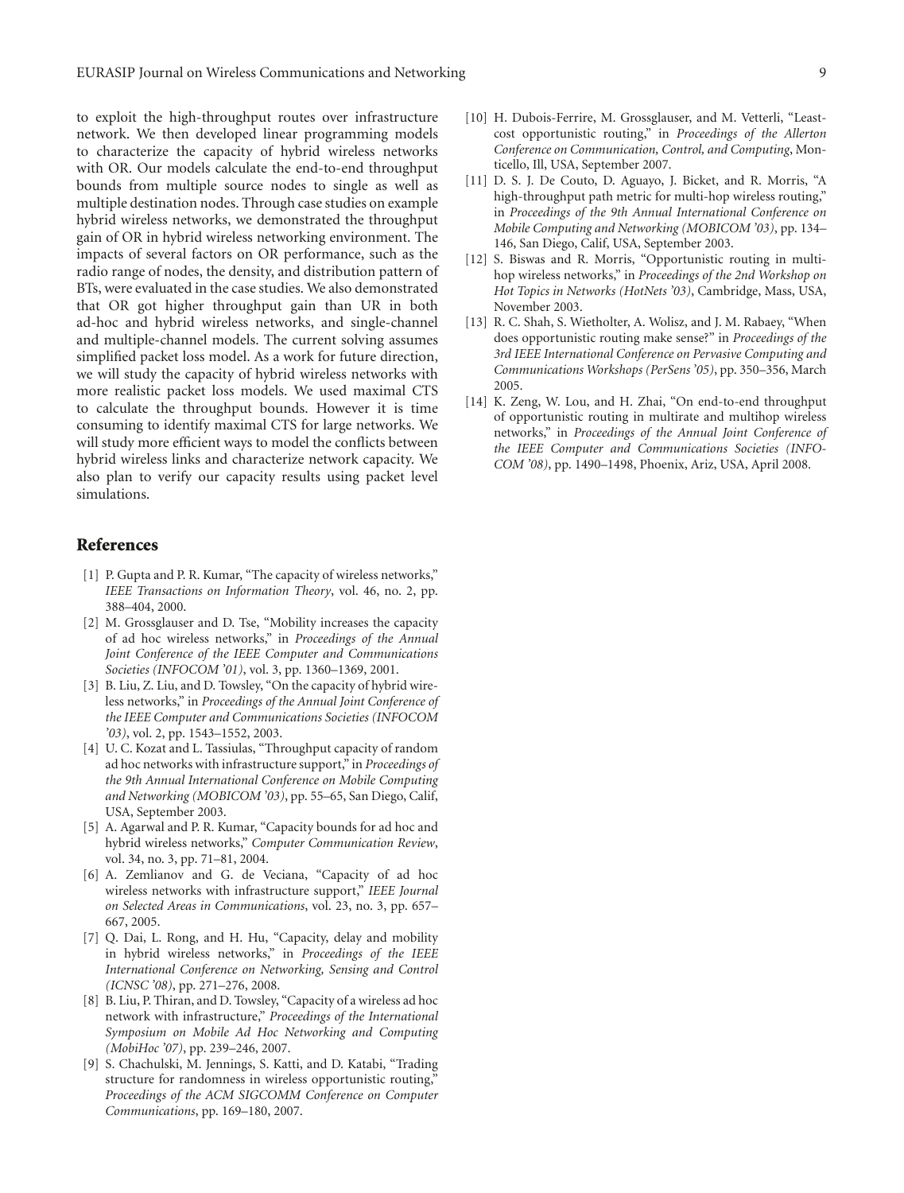to exploit the high-throughput routes over infrastructure network. We then developed linear programming models to characterize the capacity of hybrid wireless networks with OR. Our models calculate the end-to-end throughput bounds from multiple source nodes to single as well as multiple destination nodes. Through case studies on example hybrid wireless networks, we demonstrated the throughput gain of OR in hybrid wireless networking environment. The impacts of several factors on OR performance, such as the radio range of nodes, the density, and distribution pattern of BTs, were evaluated in the case studies. We also demonstrated that OR got higher throughput gain than UR in both ad-hoc and hybrid wireless networks, and single-channel and multiple-channel models. The current solving assumes simplified packet loss model. As a work for future direction, we will study the capacity of hybrid wireless networks with more realistic packet loss models. We used maximal CTS to calculate the throughput bounds. However it is time consuming to identify maximal CTS for large networks. We will study more efficient ways to model the conflicts between hybrid wireless links and characterize network capacity. We also plan to verify our capacity results using packet level simulations.

## References

[1] P. Gupta and P. R. Kumar, "The capacity of wireless networks," *IEEE Transactions on Information Theory*, vol. 46, no. 2, pp. 388–404, 2000.

[2] M. Grossglauser and D. Tse, "Mobility increases the capacity of ad hoc wireless networks," in *Proceedings of the Annual Joint Conference of the IEEE Computer and Communications Societies (INFOCOM '01)*, vol. 3, pp. 1360–1369, 2001.

[3] B. Liu, Z. Liu, and D. Towsley, "On the capacity of hybrid wireless networks," in *Proceedings of the Annual Joint Conference of the IEEE Computer and Communications Societies (INFOCOM '03)*, vol. 2, pp. 1543–1552, 2003.

[4] U. C. Kozat and L. Tassiulas, "Throughput capacity of random ad hoc networks with infrastructure support," in *Proceedings of the 9th Annual International Conference on Mobile Computing and Networking (MOBICOM '03)*, pp. 55–65, San Diego, Calif, USA, September 2003.

[5] A. Agarwal and P. R. Kumar, "Capacity bounds for ad hoc and hybrid wireless networks," *Computer Communication Review*, vol. 34, no. 3, pp. 71–81, 2004.

[6] A. Zemlianov and G. de Veciana, "Capacity of ad hoc wireless networks with infrastructure support," *IEEE Journal on Selected Areas in Communications*, vol. 23, no. 3, pp. 657–667, 2005.

[7] Q. Dai, L. Rong, and H. Hu, "Capacity, delay and mobility in hybrid wireless networks," in *Proceedings of the IEEE International Conference on Networking, Sensing and Control (ICNSC '08)*, pp. 271–276, 2008.

[8] B. Liu, P. Thiran, and D. Towsley, "Capacity of a wireless ad hoc network with infrastructure," *Proceedings of the International Symposium on Mobile Ad Hoc Networking and Computing (MobiHoc '07)*, pp. 239–246, 2007.

[9] S. Chachulski, M. Jennings, S. Katti, and D. Katabi, "Trading structure for randomness in wireless opportunistic routing," *Proceedings of the ACM SIGCOMM Conference on Computer Communications*, pp. 169–180, 2007.

[10] H. Dubois-Ferrire, M. Grossglauser, and M. Vetterli, "Least-cost opportunistic routing," in *Proceedings of the Allerton Conference on Communication, Control, and Computing*, Monticello, Ill, USA, September 2007.

[11] D. S. J. De Couto, D. Aguayo, J. Bicket, and R. Morris, "A high-throughput path metric for multi-hop wireless routing," in *Proceedings of the 9th Annual International Conference on Mobile Computing and Networking (MOBICOM '03)*, pp. 134–146, San Diego, Calif, USA, September 2003.

[12] S. Biswas and R. Morris, "Opportunistic routing in multi-hop wireless networks," in *Proceedings of the 2nd Workshop on Hot Topics in Networks (HotNets '03)*, Cambridge, Mass, USA, November 2003.

[13] R. C. Shah, S. Wietholter, A. Wolisz, and J. M. Rabaey, "When does opportunistic routing make sense?" in *Proceedings of the 3rd IEEE International Conference on Pervasive Computing and Communications Workshops (PerSens '05)*, pp. 350–356, March 2005.

[14] K. Zeng, W. Lou, and H. Zhai, "On end-to-end throughput of opportunistic routing in multirate and multihop wireless networks," in *Proceedings of the Annual Joint Conference of the IEEE Computer and Communications Societies (INFOCOM '08)*, pp. 1490–1498, Phoenix, Ariz, USA, April 2008.